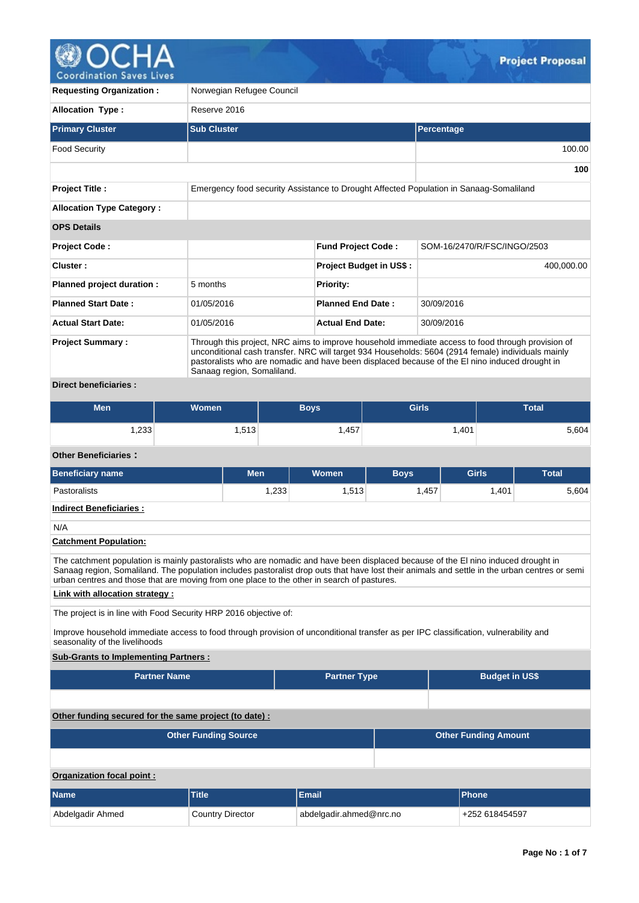# Project Proposal

| | |
|---|---|
| **Requesting Organization :** | Norwegian Refugee Council |
| **Allocation Type :** | Reserve 2016 |

| Primary Cluster | Sub Cluster | Percentage |
|---|---|---|
| Food Security | | 100.00 |
| | | **100** |

| | |
|---|---|
| **Project Title :** | Emergency food security Assistance to Drought Affected Population in Sanaag-Somaliland |
| **Allocation Type Category :** | |

**OPS Details**

| | | | |
|---|---|---|---|
| **Project Code :** | | **Fund Project Code :** | SOM-16/2470/R/FSC/INGO/2503 |
| **Cluster :** | | **Project Budget in US$ :** | 400,000.00 |
| **Planned project duration :** | 5 months | **Priority:** | |
| **Planned Start Date :** | 01/05/2016 | **Planned End Date :** | 30/09/2016 |
| **Actual Start Date:** | 01/05/2016 | **Actual End Date:** | 30/09/2016 |

**Project Summary :** Through this project, NRC aims to improve household immediate access to food through provision of unconditional cash transfer. NRC will target 934 Households: 5604 (2914 female) individuals mainly pastoralists who are nomadic and have been displaced because of the El nino induced drought in Sanaag region, Somaliland.

**Direct beneficiaries :**

| Men | Women | Boys | Girls | Total |
|---|---|---|---|---|
| 1,233 | 1,513 | 1,457 | 1,401 | 5,604 |

**Other Beneficiaries :**

| Beneficiary name | Men | Women | Boys | Girls | Total |
|---|---|---|---|---|---|
| Pastoralists | 1,233 | 1,513 | 1,457 | 1,401 | 5,604 |

**Indirect Beneficiaries :**

N/A

**Catchment Population:**

The catchment population is mainly pastoralists who are nomadic and have been displaced because of the El nino induced drought in Sanaag region, Somaliland. The population includes pastoralist drop outs that have lost their animals and settle in the urban centres or semi urban centres and those that are moving from one place to the other in search of pastures.

**Link with allocation strategy :**

The project is in line with Food Security HRP 2016 objective of:

Improve household immediate access to food through provision of unconditional transfer as per IPC classification, vulnerability and seasonality of the livelihoods

**Sub-Grants to Implementing Partners :**

| Partner Name | Partner Type | Budget in US$ |
|---|---|---|
| | | |

**Other funding secured for the same project (to date) :**

| Other Funding Source | Other Funding Amount |
|---|---|
| | |

**Organization focal point :**

| Name | Title | Email | Phone |
|---|---|---|---|
| Abdelgadir Ahmed | Country Director | abdelgadir.ahmed@nrc.no | +252 618454597 |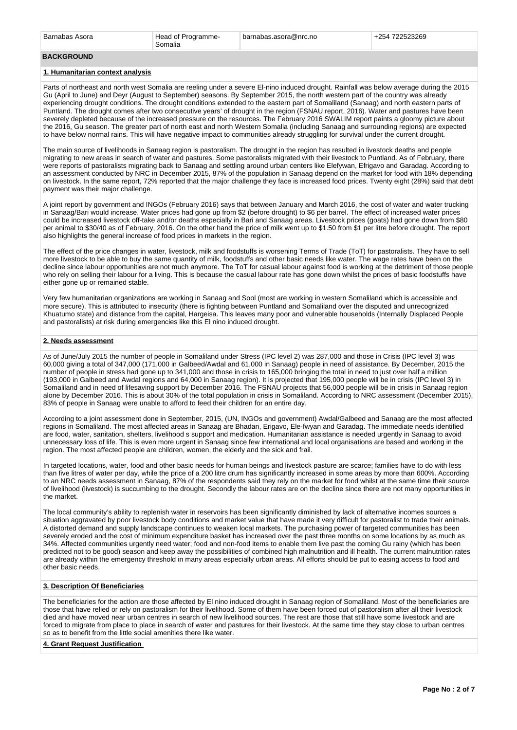| Barnabas Asora | Head of Programme-Somalia | barnabas.asora@nrc.no | +254 722523269 |
| --- | --- | --- | --- |

## BACKGROUND

### 1. Humanitarian context analysis

Parts of northeast and north west Somalia are reeling under a severe El-nino induced drought. Rainfall was below average during the 2015 Gu (April to June) and Deyr (August to September) seasons. By September 2015, the north western part of the country was already experiencing drought conditions. The drought conditions extended to the eastern part of Somaliland (Sanaag) and north eastern parts of Puntland. The drought comes after two consecutive years' of drought in the region (FSNAU report, 2016). Water and pastures have been severely depleted because of the increased pressure on the resources. The February 2016 SWALIM report paints a gloomy picture about the 2016, Gu season. The greater part of north east and north Western Somalia (including Sanaag and surrounding regions) are expected to have below normal rains. This will have negative impact to communities already struggling for survival under the current drought.

The main source of livelihoods in Sanaag region is pastoralism. The drought in the region has resulted in livestock deaths and people migrating to new areas in search of water and pastures. Some pastoralists migrated with their livestock to Puntland. As of February, there were reports of pastoralists migrating back to Sanaag and settling around urban centers like Elefywan, Efrigavo and Garadag. According to an assessment conducted by NRC in December 2015, 87% of the population in Sanaag depend on the market for food with 18% depending on livestock. In the same report, 72% reported that the major challenge they face is increased food prices. Twenty eight (28%) said that debt payment was their major challenge.

A joint report by government and INGOs (February 2016) says that between January and March 2016, the cost of water and water trucking in Sanaag/Bari would increase. Water prices had gone up from $2 (before drought) to $6 per barrel. The effect of increased water prices could be increased livestock off-take and/or deaths especially in Bari and Sanaa areas. Livestock prices (goats) had gone down from $80 per animal to $30/40 as of February, 2016. On the other hand the price of milk went up to $1.50 from $1 per litre before drought. The report also highlights the general increase of food prices in markets in the region.

The effect of the price changes in water, livestock, milk and foodstuffs is worsening Terms of Trade (ToT) for pastoralists. They have to sell more livestock to be able to buy the same quantity of milk, foodstuffs and other basic needs like water. The wage rates have been on the decline since labour opportunities are not much anymore. The ToT for casual labour against food is working at the detriment of those people who rely on selling their labour for a living. This is because the casual labour rate has gone down whilst the prices of basic foodstuffs have either gone up or remained stable.

Very few humanitarian organizations are working in Sanaag and Sool (most are working in western Somaliland which is accessible and more secure). This is attributed to insecurity (there is fighting between Puntland and Somaliland over the disputed and unrecognized Khuatumo state) and distance from the capital, Hargeisa. This leaves many poor and vulnerable households (Internally Displaced People and pastoralists) at risk during emergencies like this El nino induced drought.

### 2. Needs assessment

As of June/July 2015 the number of people in Somaliland under Stress (IPC level 2) was 287,000 and those in Crisis (IPC level 3) was 60,000 giving a total of 347,000 (171,000 in Galbeed/Awdal and 61,000 in Sanaag) people in need of assistance. By December, 2015 the number of people in stress had gone up to 341,000 and those in crisis to 165,000 bringing the total in need to just over half a million (193,000 in Galbeed and Awdal regions and 64,000 in Sanaag region). It is projected that 195,000 people will be in crisis (IPC level 3) in Somaliland and in need of lifesaving support by December 2016. The FSNAU projects that 56,000 people will be in crisis in Sanaag region alone by December 2016. This is about 30% of the total population in crisis in Somaliland. According to NRC assessment (December 2015), 83% of people in Sanaag were unable to afford to feed their children for an entire day.

According to a joint assessment done in September, 2015, (UN, INGOs and government) Awdal/Galbeed and Sanaag are the most affected regions in Somaliland. The most affected areas in Sanaag are Bhadan, Erigavo, Ele-fwyan and Garadag. The immediate needs identified are food, water, sanitation, shelters, livelihood s support and medication. Humanitarian assistance is needed urgently in Sanaag to avoid unnecessary loss of life. This is even more urgent in Sanaag since few international and local organisations are based and working in the region. The most affected people are children, women, the elderly and the sick and frail.

In targeted locations, water, food and other basic needs for human beings and livestock pasture are scarce; families have to do with less than five litres of water per day, while the price of a 200 litre drum has significantly increased in some areas by more than 600%. According to an NRC needs assessment in Sanaag, 87% of the respondents said they rely on the market for food whilst at the same time their source of livelihood (livestock) is succumbing to the drought. Secondly the labour rates are on the decline since there are not many opportunities in the market.

The local community's ability to replenish water in reservoirs has been significantly diminished by lack of alternative incomes sources a situation aggravated by poor livestock body conditions and market value that have made it very difficult for pastoralist to trade their animals. A distorted demand and supply landscape continues to weaken local markets. The purchasing power of targeted communities has been severely eroded and the cost of minimum expenditure basket has increased over the past three months on some locations by as much as 34%. Affected communities urgently need water; food and non-food items to enable them live past the coming Gu rainy (which has been predicted not to be good) season and keep away the possibilities of combined high malnutrition and ill health. The current malnutrition rates are already within the emergency threshold in many areas especially urban areas. All efforts should be put to easing access to food and other basic needs.

### 3. Description Of Beneficiaries

The beneficiaries for the action are those affected by El nino induced drought in Sanaag region of Somaliland. Most of the beneficiaries are those that have relied or rely on pastoralism for their livelihood. Some of them have been forced out of pastoralism after all their livestock died and have moved near urban centres in search of new livelihood sources. The rest are those that still have some livestock and are forced to migrate from place to place in search of water and pastures for their livestock. At the same time they stay close to urban centres so as to benefit from the little social amenities there like water.

### 4. Grant Request Justification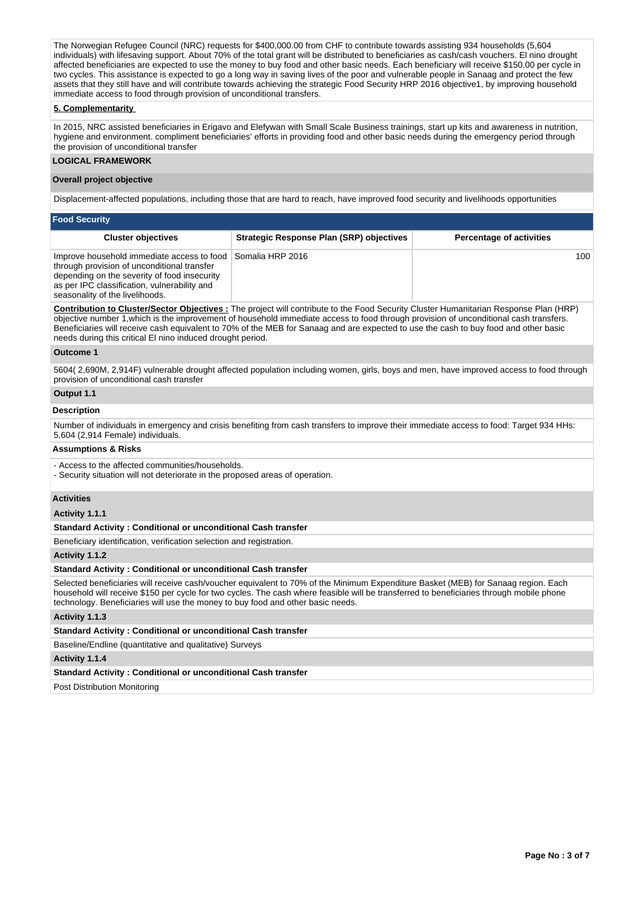The Norwegian Refugee Council (NRC) requests for $400,000.00 from CHF to contribute towards assisting 934 households (5,604 individuals) with lifesaving support. About 70% of the total grant will be distributed to beneficiaries as cash/cash vouchers. El nino drought affected beneficiaries are expected to use the money to buy food and other basic needs. Each beneficiary will receive $150.00 per cycle in two cycles. This assistance is expected to go a long way in saving lives of the poor and vulnerable people in Sanaag and protect the few assets that they still have and will contribute towards achieving the strategic Food Security HRP 2016 objective1, by improving household immediate access to food through provision of unconditional transfers.

**5. Complementarity**

In 2015, NRC assisted beneficiaries in Erigavo and Elefywan with Small Scale Business trainings, start up kits and awareness in nutrition, hygiene and environment. compliment beneficiaries' efforts in providing food and other basic needs during the emergency period through the provision of unconditional transfer

## LOGICAL FRAMEWORK

### Overall project objective

Displacement-affected populations, including those that are hard to reach, have improved food security and livelihoods opportunities

### Food Security

| Cluster objectives | Strategic Response Plan (SRP) objectives | Percentage of activities |
|---|---|---|
| Improve household immediate access to food through provision of unconditional transfer depending on the severity of food insecurity as per IPC classification, vulnerability and seasonality of the livelihoods. | Somalia HRP 2016 | 100 |

**Contribution to Cluster/Sector Objectives :** The project will contribute to the Food Security Cluster Humanitarian Response Plan (HRP) objective number 1,which is the improvement of household immediate access to food through provision of unconditional cash transfers. Beneficiaries will receive cash equivalent to 70% of the MEB for Sanaag and are expected to use the cash to buy food and other basic needs during this critical El nino induced drought period.

**Outcome 1**

5604( 2,690M, 2,914F) vulnerable drought affected population including women, girls, boys and men, have improved access to food through provision of unconditional cash transfer

**Output 1.1**

**Description**

Number of individuals in emergency and crisis benefiting from cash transfers to improve their immediate access to food: Target 934 HHs: 5,604 (2,914 Female) individuals.

**Assumptions & Risks**

- Access to the affected communities/households.
- Security situation will not deteriorate in the proposed areas of operation.

**Activities**

**Activity 1.1.1**

**Standard Activity : Conditional or unconditional Cash transfer**

Beneficiary identification, verification selection and registration.

**Activity 1.1.2**

**Standard Activity : Conditional or unconditional Cash transfer**

Selected beneficiaries will receive cash/voucher equivalent to 70% of the Minimum Expenditure Basket (MEB) for Sanaag region. Each household will receive $150 per cycle for two cycles. The cash where feasible will be transferred to beneficiaries through mobile phone technology. Beneficiaries will use the money to buy food and other basic needs.

**Activity 1.1.3**

**Standard Activity : Conditional or unconditional Cash transfer**

Baseline/Endline (quantitative and qualitative) Surveys

**Activity 1.1.4**

**Standard Activity : Conditional or unconditional Cash transfer**

Post Distribution Monitoring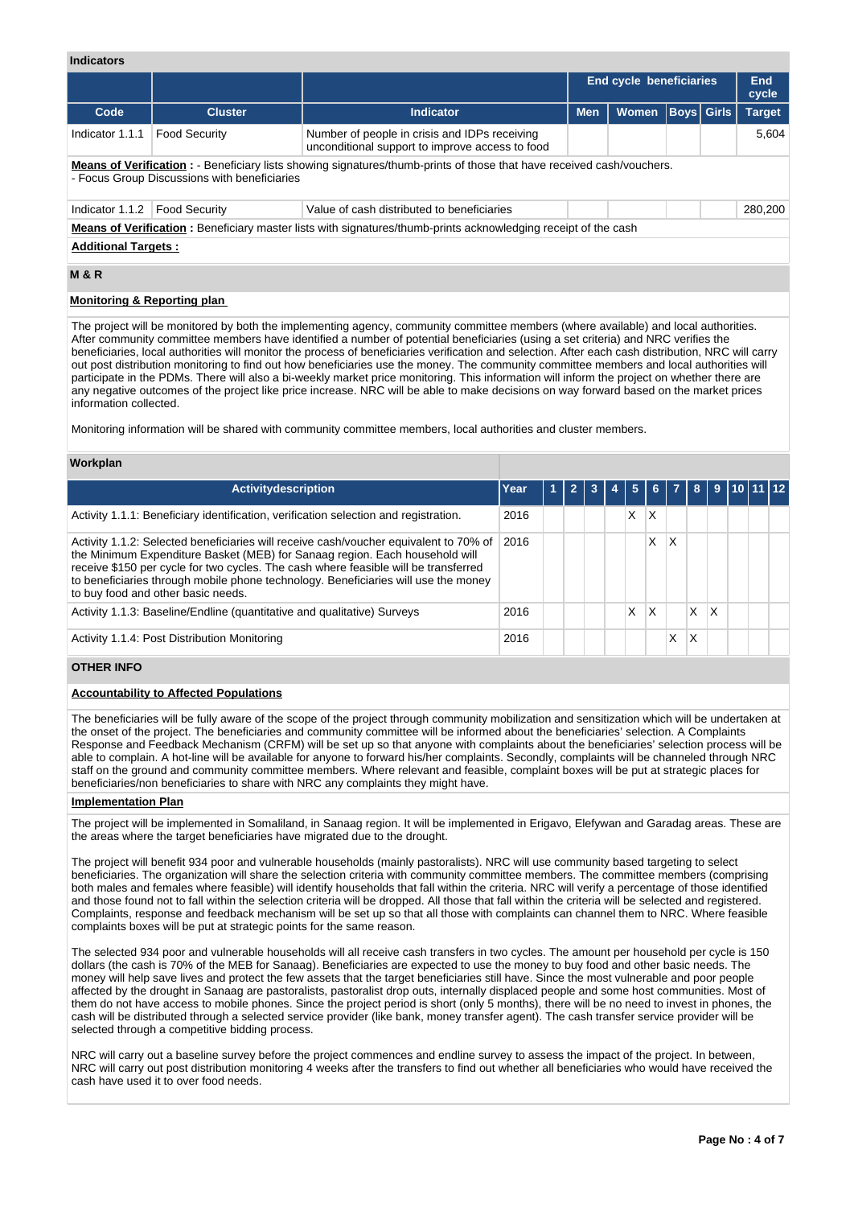### Indicators

| | | | End cycle beneficiaries | | | | End cycle |
|---|---|---|---|---|---|---|---|
| **Code** | **Cluster** | **Indicator** | **Men** | **Women** | **Boys** | **Girls** | **Target** |
| Indicator 1.1.1 | Food Security | Number of people in crisis and IDPs receiving unconditional support to improve access to food | | | | | 5,604 |

**Means of Verification :** - Beneficiary lists showing signatures/thumb-prints of those that have received cash/vouchers.
- Focus Group Discussions with beneficiaries

| | | | | | | | |
|---|---|---|---|---|---|---|---|
| Indicator 1.1.2 | Food Security | Value of cash distributed to beneficiaries | | | | | 280,200 |

**Means of Verification :** Beneficiary master lists with signatures/thumb-prints acknowledging receipt of the cash

**Additional Targets :**

### M & R

**Monitoring & Reporting plan**

The project will be monitored by both the implementing agency, community committee members (where available) and local authorities. After community committee members have identified a number of potential beneficiaries (using a set criteria) and NRC verifies the beneficiaries, local authorities will monitor the process of beneficiaries verification and selection. After each cash distribution, NRC will carry out post distribution monitoring to find out how beneficiaries use the money. The community committee members and local authorities will participate in the PDMs. There will also a bi-weekly market price monitoring. This information will inform the project on whether there are any negative outcomes of the project like price increase. NRC will be able to make decisions on way forward based on the market prices information collected.

Monitoring information will be shared with community committee members, local authorities and cluster members.

### Workplan

| Activitydescription | Year | 1 | 2 | 3 | 4 | 5 | 6 | 7 | 8 | 9 | 10 | 11 | 12 |
|---|---|---|---|---|---|---|---|---|---|---|---|---|---|
| Activity 1.1.1: Beneficiary identification, verification selection and registration. | 2016 | | | | | X | X | | | | | | |
| Activity 1.1.2: Selected beneficiaries will receive cash/voucher equivalent to 70% of the Minimum Expenditure Basket (MEB) for Sanaag region. Each household will receive $150 per cycle for two cycles. The cash where feasible will be transferred to beneficiaries through mobile phone technology. Beneficiaries will use the money to buy food and other basic needs. | 2016 | | | | | | X | X | | | | | |
| Activity 1.1.3: Baseline/Endline (quantitative and qualitative) Surveys | 2016 | | | | | X | X | | X | X | | | |
| Activity 1.1.4: Post Distribution Monitoring | 2016 | | | | | | | X | X | | | | |

### OTHER INFO

**Accountability to Affected Populations**

The beneficiaries will be fully aware of the scope of the project through community mobilization and sensitization which will be undertaken at the onset of the project. The beneficiaries and community committee will be informed about the beneficiaries' selection. A Complaints Response and Feedback Mechanism (CRFM) will be set up so that anyone with complaints about the beneficiaries' selection process will be able to complain. A hot-line will be available for anyone to forward his/her complaints. Secondly, complaints will be channeled through NRC staff on the ground and community committee members. Where relevant and feasible, complaint boxes will be put at strategic places for beneficiaries/non beneficiaries to share with NRC any complaints they might have.

**Implementation Plan**

The project will be implemented in Somaliland, in Sanaag region. It will be implemented in Erigavo, Elefywan and Garadag areas. These are the areas where the target beneficiaries have migrated due to the drought.

The project will benefit 934 poor and vulnerable households (mainly pastoralists). NRC will use community based targeting to select beneficiaries. The organization will share the selection criteria with community committee members. The committee members (comprising both males and females where feasible) will identify households that fall within the criteria. NRC will verify a percentage of those identified and those found not to fall within the selection criteria will be dropped. All those that fall within the criteria will be selected and registered. Complaints, response and feedback mechanism will be set up so that all those with complaints can channel them to NRC. Where feasible complaints boxes will be put at strategic points for the same reason.

The selected 934 poor and vulnerable households will all receive cash transfers in two cycles. The amount per household per cycle is 150 dollars (the cash is 70% of the MEB for Sanaag). Beneficiaries are expected to use the money to buy food and other basic needs. The money will help save lives and protect the few assets that the target beneficiaries still have. Since the most vulnerable and poor people affected by the drought in Sanaag are pastoralists, pastoralist drop outs, internally displaced people and some host communities. Most of them do not have access to mobile phones. Since the project period is short (only 5 months), there will be no need to invest in phones, the cash will be distributed through a selected service provider (like bank, money transfer agent). The cash transfer service provider will be selected through a competitive bidding process.

NRC will carry out a baseline survey before the project commences and endline survey to assess the impact of the project. In between, NRC will carry out post distribution monitoring 4 weeks after the transfers to find out whether all beneficiaries who would have received the cash have used it to over food needs.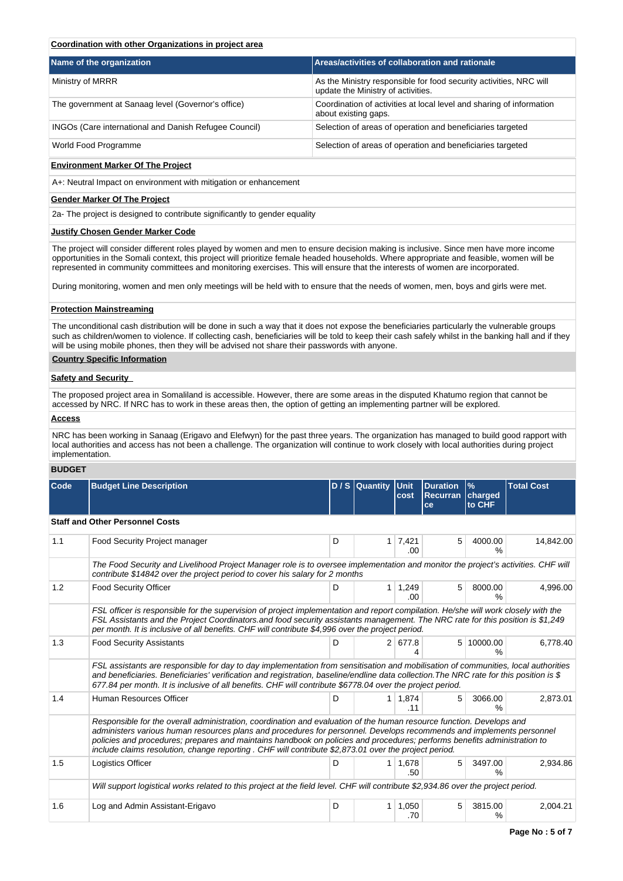**Coordination with other Organizations in project area**

| Name of the organization | Areas/activities of collaboration and rationale |
|---|---|
| Ministry of MRRR | As the Ministry responsible for food security activities, NRC will update the Ministry of activities. |
| The government at Sanaag level (Governor's office) | Coordination of activities at local level and sharing of information about existing gaps. |
| INGOs (Care international and Danish Refugee Council) | Selection of areas of operation and beneficiaries targeted |
| World Food Programme | Selection of areas of operation and beneficiaries targeted |

**Environment Marker Of The Project**

A+: Neutral Impact on environment with mitigation or enhancement

**Gender Marker Of The Project**

2a- The project is designed to contribute significantly to gender equality

**Justify Chosen Gender Marker Code**

The project will consider different roles played by women and men to ensure decision making is inclusive. Since men have more income opportunities in the Somali context, this project will prioritize female headed households. Where appropriate and feasible, women will be represented in community committees and monitoring exercises. This will ensure that the interests of women are incorporated.

During monitoring, women and men only meetings will be held with to ensure that the needs of women, men, boys and girls were met.

**Protection Mainstreaming**

The unconditional cash distribution will be done in such a way that it does not expose the beneficiaries particularly the vulnerable groups such as children/women to violence. If collecting cash, beneficiaries will be told to keep their cash safely whilst in the banking hall and if they will be using mobile phones, then they will be advised not share their passwords with anyone.

**Country Specific Information**

**Safety and Security**

The proposed project area in Somaliland is accessible. However, there are some areas in the disputed Khatumo region that cannot be accessed by NRC. If NRC has to work in these areas then, the option of getting an implementing partner will be explored.

**Access**

NRC has been working in Sanaag (Erigavo and Elefwyn) for the past three years. The organization has managed to build good rapport with local authorities and access has not been a challenge. The organization will continue to work closely with local authorities during project implementation.

**BUDGET**

| Code | Budget Line Description | D / S | Quantity | Unit cost | Duration Recurrance | % charged to CHF | Total Cost |
|---|---|---|---|---|---|---|---|
| **Staff and Other Personnel Costs** | | | | | | | |
| 1.1 | Food Security Project manager | D | 1 | 7,421.00 | 5 | 4000.00 % | 14,842.00 |
| | *The Food Security and Livelihood Project Manager role is to oversee implementation and monitor the project's activities. CHF will contribute $14842 over the project period to cover his salary for 2 months* | | | | | | |
| 1.2 | Food Security Officer | D | 1 | 1,249.00 | 5 | 8000.00 % | 4,996.00 |
| | *FSL officer is responsible for the supervision of project implementation and report compilation. He/she will work closely with the FSL Assistants and the Project Coordinators.and food security assistants management. The NRC rate for this position is $1,249 per month. It is inclusive of all benefits. CHF will contribute $4,996 over the project period.* | | | | | | |
| 1.3 | Food Security Assistants | D | 2 | 677.84 | 5 | 10000.00 % | 6,778.40 |
| | *FSL assistants are responsible for day to day implementation from sensitisation and mobilisation of communities, local authorities and beneficiaries. Beneficiaries' verification and registration, baseline/endline data collection.The NRC rate for this position is $ 677.84 per month. It is inclusive of all benefits. CHF will contribute $6778.04 over the project period.* | | | | | | |
| 1.4 | Human Resources Officer | D | 1 | 1,874.11 | 5 | 3066.00 % | 2,873.01 |
| | *Responsible for the overall administration, coordination and evaluation of the human resource function. Develops and administers various human resources plans and procedures for personnel. Develops recommends and implements personnel policies and procedures; prepares and maintains handbook on policies and procedures; performs benefits administration to include claims resolution, change reporting . CHF will contribute $2,873.01 over the project period.* | | | | | | |
| 1.5 | Logistics Officer | D | 1 | 1,678.50 | 5 | 3497.00 % | 2,934.86 |
| | *Will support logistical works related to this project at the field level. CHF will contribute $2,934.86 over the project period.* | | | | | | |
| 1.6 | Log and Admin Assistant-Erigavo | D | 1 | 1,050.70 | 5 | 3815.00 % | 2,004.21 |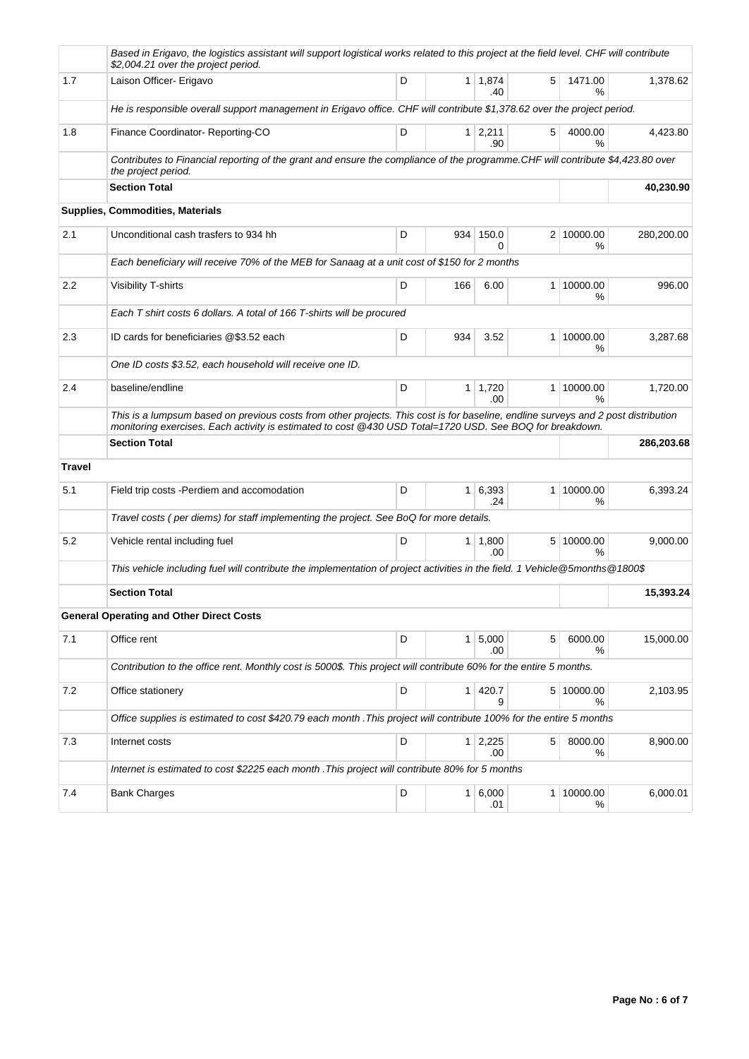| | | | | | | | |
|---|---|---|---|---|---|---|---|
| | *Based in Erigavo, the logistics assistant will support logistical works related to this project at the field level. CHF will contribute \$2,004.21 over the project period.* | | | | | | |
| 1.7 | Laison Officer- Erigavo | D | 1 | 1,874.40 | 5 | 1471.00 % | 1,378.62 |
| | *He is responsible overall support management in Erigavo office. CHF will contribute \$1,378.62 over the project period.* | | | | | | |
| 1.8 | Finance Coordinator- Reporting-CO | D | 1 | 2,211.90 | 5 | 4000.00 % | 4,423.80 |
| | *Contributes to Financial reporting of the grant and ensure the compliance of the programme.CHF will contribute \$4,423.80 over the project period.* | | | | | | |
| | **Section Total** | | | | | | **40,230.90** |
| | **Supplies, Commodities, Materials** | | | | | | |
| 2.1 | Unconditional cash trasfers to 934 hh | D | 934 | 150.00 | 2 | 10000.00 % | 280,200.00 |
| | *Each beneficiary will receive 70% of the MEB for Sanaag at a unit cost of \$150 for 2 months* | | | | | | |
| 2.2 | Visibility T-shirts | D | 166 | 6.00 | 1 | 10000.00 % | 996.00 |
| | *Each T shirt costs 6 dollars. A total of 166 T-shirts will be procured* | | | | | | |
| 2.3 | ID cards for beneficiaries @\$3.52 each | D | 934 | 3.52 | 1 | 10000.00 % | 3,287.68 |
| | *One ID costs \$3.52, each household will receive one ID.* | | | | | | |
| 2.4 | baseline/endline | D | 1 | 1,720.00 | 1 | 10000.00 % | 1,720.00 |
| | *This is a lumpsum based on previous costs from other projects. This cost is for baseline, endline surveys and 2 post distribution monitoring exercises. Each activity is estimated to cost @430 USD Total=1720 USD. See BOQ for breakdown.* | | | | | | |
| | **Section Total** | | | | | | **286,203.68** |
| **Travel** | | | | | | | |
| 5.1 | Field trip costs -Perdiem and accomodation | D | 1 | 6,393.24 | 1 | 10000.00 % | 6,393.24 |
| | *Travel costs ( per diems) for staff implementing the project. See BoQ for more details.* | | | | | | |
| 5.2 | Vehicle rental including fuel | D | 1 | 1,800.00 | 5 | 10000.00 % | 9,000.00 |
| | *This vehicle including fuel will contribute the implementation of project activities in the field. 1 Vehicle@5months@1800\$* | | | | | | |
| | **Section Total** | | | | | | **15,393.24** |
| | **General Operating and Other Direct Costs** | | | | | | |
| 7.1 | Office rent | D | 1 | 5,000.00 | 5 | 6000.00 % | 15,000.00 |
| | *Contribution to the office rent. Monthly cost is 5000\$. This project will contribute 60% for the entire 5 months.* | | | | | | |
| 7.2 | Office stationery | D | 1 | 420.79 | 5 | 10000.00 % | 2,103.95 |
| | *Office supplies is estimated to cost \$420.79 each month .This project will contribute 100% for the entire 5 months* | | | | | | |
| 7.3 | Internet costs | D | 1 | 2,225.00 | 5 | 8000.00 % | 8,900.00 |
| | *Internet is estimated to cost \$2225 each month .This project will contribute 80% for 5 months* | | | | | | |
| 7.4 | Bank Charges | D | 1 | 6,000.01 | 1 | 10000.00 % | 6,000.01 |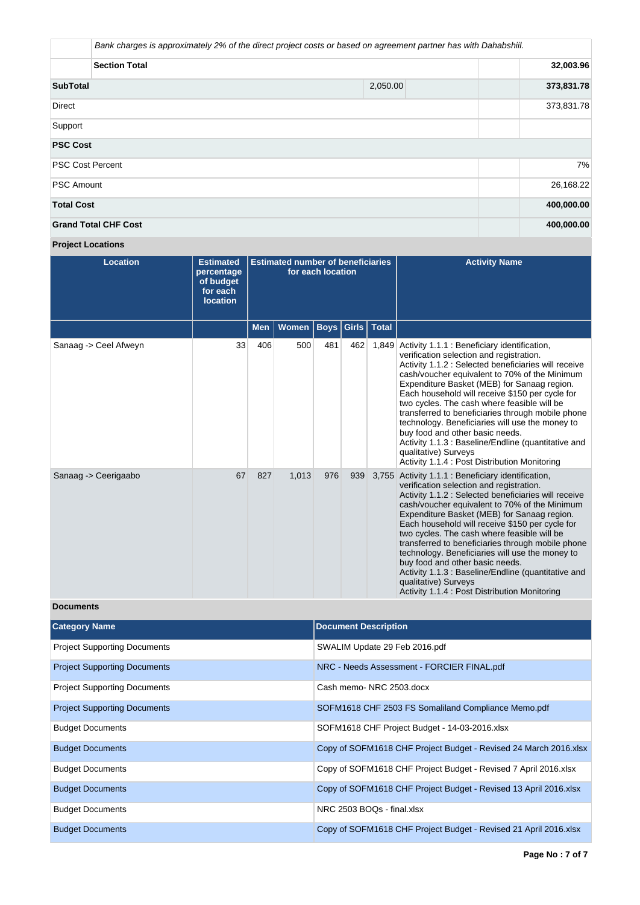| | | | | | |
|---|---|---|---|---|---|
| | *Bank charges is approximately 2% of the direct project costs or based on agreement partner has with Dahabshiil.* | | | | |
| | **Section Total** | | | | **32,003.96** |
| **SubTotal** | | 2,050.00 | | | **373,831.78** |
| Direct | | | | | 373,831.78 |
| Support | | | | | |
| **PSC Cost** | | | | | |
| PSC Cost Percent | | | | | 7% |
| PSC Amount | | | | | 26,168.22 |
| **Total Cost** | | | | | **400,000.00** |
| **Grand Total CHF Cost** | | | | | **400,000.00** |

**Project Locations**

| Location | Estimated percentage of budget for each location | Estimated number of beneficiaries for each location | | | | | Activity Name |
|---|---|---|---|---|---|---|---|
| | | Men | Women | Boys | Girls | Total | |
| Sanaag -> Ceel Afweyn | 33 | 406 | 500 | 481 | 462 | 1,849 | Activity 1.1.1 : Beneficiary identification, verification selection and registration.<br>Activity 1.1.2 : Selected beneficiaries will receive cash/voucher equivalent to 70% of the Minimum Expenditure Basket (MEB) for Sanaag region. Each household will receive $150 per cycle for two cycles. The cash where feasible will be transferred to beneficiaries through mobile phone technology. Beneficiaries will use the money to buy food and other basic needs.<br>Activity 1.1.3 : Baseline/Endline (quantitative and qualitative) Surveys<br>Activity 1.1.4 : Post Distribution Monitoring |
| Sanaag -> Ceerigaabo | 67 | 827 | 1,013 | 976 | 939 | 3,755 | Activity 1.1.1 : Beneficiary identification, verification selection and registration.<br>Activity 1.1.2 : Selected beneficiaries will receive cash/voucher equivalent to 70% of the Minimum Expenditure Basket (MEB) for Sanaag region. Each household will receive $150 per cycle for two cycles. The cash where feasible will be transferred to beneficiaries through mobile phone technology. Beneficiaries will use the money to buy food and other basic needs.<br>Activity 1.1.3 : Baseline/Endline (quantitative and qualitative) Surveys<br>Activity 1.1.4 : Post Distribution Monitoring |

**Documents**

| Category Name | Document Description |
|---|---|
| Project Supporting Documents | SWALIM Update 29 Feb 2016.pdf |
| Project Supporting Documents | NRC - Needs Assessment - FORCIER FINAL.pdf |
| Project Supporting Documents | Cash memo- NRC 2503.docx |
| Project Supporting Documents | SOFM1618 CHF 2503 FS Somaliland Compliance Memo.pdf |
| Budget Documents | SOFM1618 CHF Project Budget - 14-03-2016.xlsx |
| Budget Documents | Copy of SOFM1618 CHF Project Budget - Revised 24 March 2016.xlsx |
| Budget Documents | Copy of SOFM1618 CHF Project Budget - Revised 7 April 2016.xlsx |
| Budget Documents | Copy of SOFM1618 CHF Project Budget - Revised 13 April 2016.xlsx |
| Budget Documents | NRC 2503 BOQs - final.xlsx |
| Budget Documents | Copy of SOFM1618 CHF Project Budget - Revised 21 April 2016.xlsx |